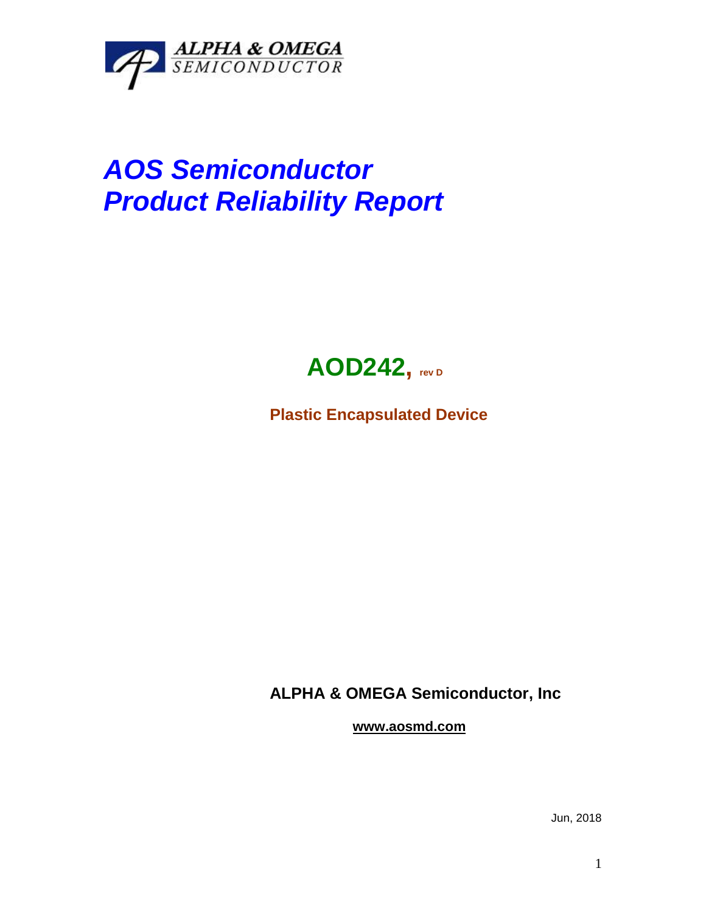ALPHA & OMEGA
SEMICONDUCTOR

# *AOS Semiconductor*
# *Product Reliability Report*

## AOD242, rev D

**Plastic Encapsulated Device**

**ALPHA & OMEGA Semiconductor, Inc**

**www.aosmd.com**

Jun, 2018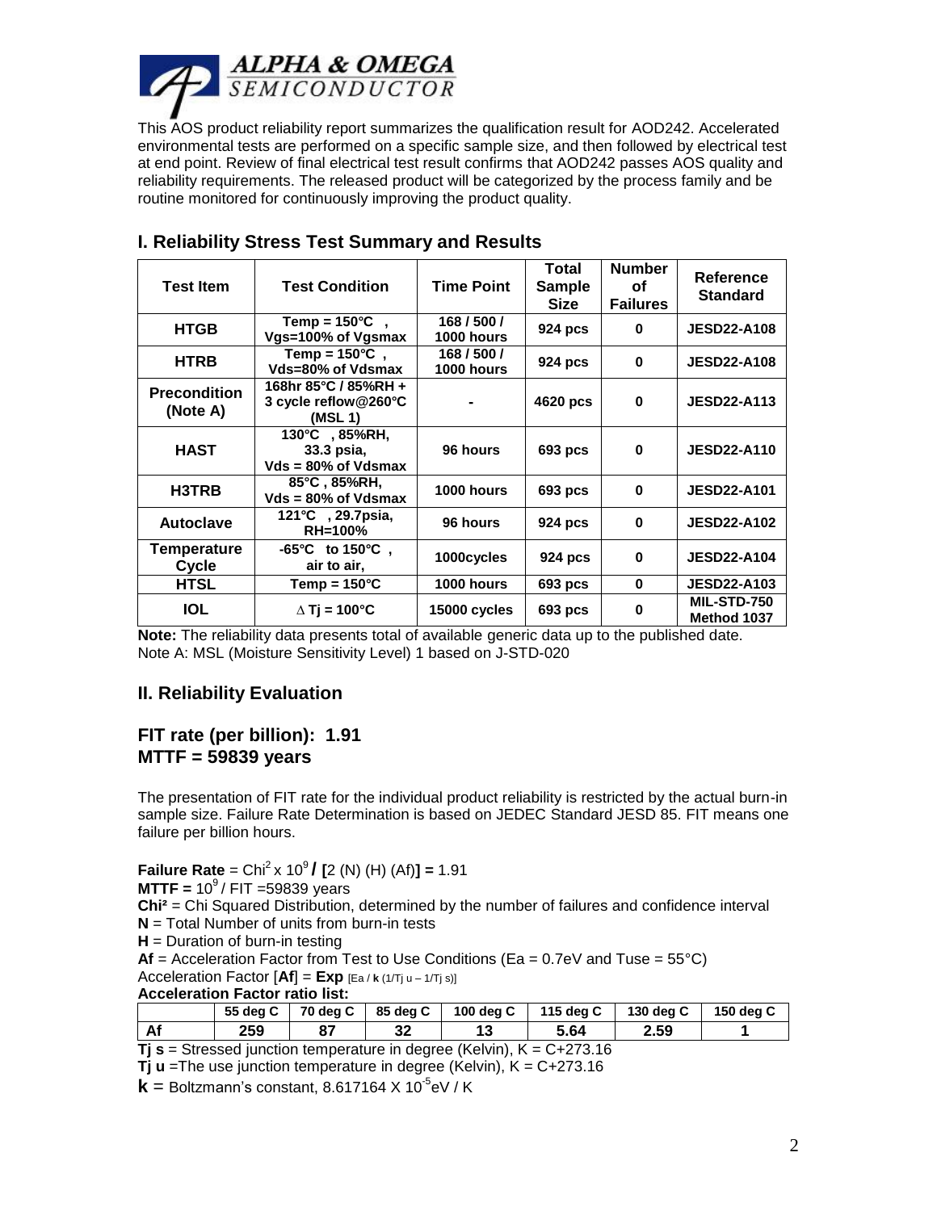ALPHA & OMEGA SEMICONDUCTOR

This AOS product reliability report summarizes the qualification result for AOD242. Accelerated environmental tests are performed on a specific sample size, and then followed by electrical test at end point. Review of final electrical test result confirms that AOD242 passes AOS quality and reliability requirements. The released product will be categorized by the process family and be routine monitored for continuously improving the product quality.

## I. Reliability Stress Test Summary and Results

| Test Item | Test Condition | Time Point | Total Sample Size | Number of Failures | Reference Standard |
|---|---|---|---|---|---|
| HTGB | Temp = 150°C , Vgs=100% of Vgsmax | 168 / 500 / 1000 hours | 924 pcs | 0 | JESD22-A108 |
| HTRB | Temp = 150°C , Vds=80% of Vdsmax | 168 / 500 / 1000 hours | 924 pcs | 0 | JESD22-A108 |
| Precondition (Note A) | 168hr 85°C / 85%RH + 3 cycle reflow@260°C (MSL 1) | - | 4620 pcs | 0 | JESD22-A113 |
| HAST | 130°C , 85%RH, 33.3 psia, Vds = 80% of Vdsmax | 96 hours | 693 pcs | 0 | JESD22-A110 |
| H3TRB | 85°C , 85%RH, Vds = 80% of Vdsmax | 1000 hours | 693 pcs | 0 | JESD22-A101 |
| Autoclave | 121°C , 29.7psia, RH=100% | 96 hours | 924 pcs | 0 | JESD22-A102 |
| Temperature Cycle | -65°C to 150°C , air to air, | 1000cycles | 924 pcs | 0 | JESD22-A104 |
| HTSL | Temp = 150°C | 1000 hours | 693 pcs | 0 | JESD22-A103 |
| IOL | $\Delta$ Tj = 100°C | 15000 cycles | 693 pcs | 0 | MIL-STD-750 Method 1037 |

**Note:** The reliability data presents total of available generic data up to the published date.
Note A: MSL (Moisture Sensitivity Level) 1 based on J-STD-020

## II. Reliability Evaluation

### FIT rate (per billion): 1.91
### MTTF = 59839 years

The presentation of FIT rate for the individual product reliability is restricted by the actual burn-in sample size. Failure Rate Determination is based on JEDEC Standard JESD 85. FIT means one failure per billion hours.

**Failure Rate** = $Chi^2 \times 10^9$ **/ [**2 (N) (H) (Af)**] =** 1.91

**MTTF =** $10^9$ / FIT =59839 years

**Chi²** = Chi Squared Distribution, determined by the number of failures and confidence interval

**N** = Total Number of units from burn-in tests

**H** = Duration of burn-in testing

**Af** = Acceleration Factor from Test to Use Conditions (Ea = 0.7eV and Tuse = 55°C)

Acceleration Factor [**Af**] = **Exp** [Ea / **k** (1/Tj u – 1/Tj s)]

**Acceleration Factor ratio list:**

| | 55 deg C | 70 deg C | 85 deg C | 100 deg C | 115 deg C | 130 deg C | 150 deg C |
|---|---|---|---|---|---|---|---|
| Af | 259 | 87 | 32 | 13 | 5.64 | 2.59 | 1 |

**Tj s** = Stressed junction temperature in degree (Kelvin), K = C+273.16

**Tj u** =The use junction temperature in degree (Kelvin), K = C+273.16

**k** = Boltzmann's constant, $8.617164 \times 10^{-5}$eV / K